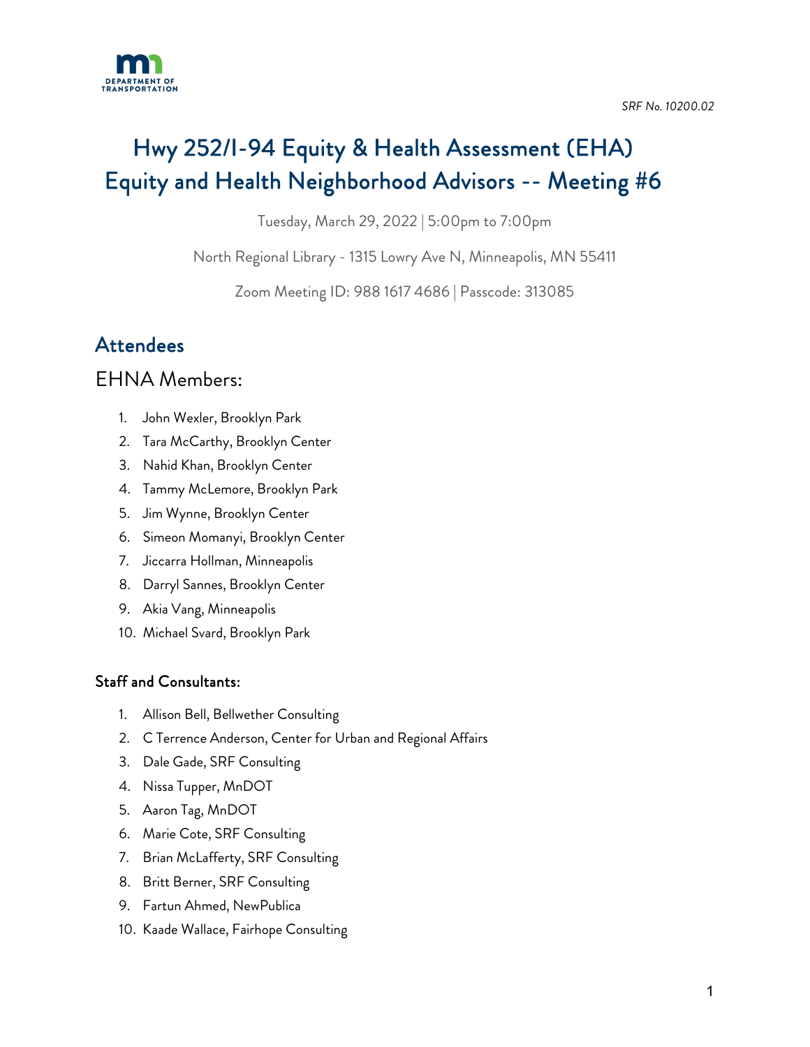*SRF No. 10200.02*

# Hwy 252/I-94 Equity & Health Assessment (EHA) Equity and Health Neighborhood Advisors -- Meeting #6

Tuesday, March 29, 2022 | 5:00pm to 7:00pm

North Regional Library - 1315 Lowry Ave N, Minneapolis, MN 55411

Zoom Meeting ID: 988 1617 4686 | Passcode: 313085

## Attendees

### EHNA Members:

1. John Wexler, Brooklyn Park
2. Tara McCarthy, Brooklyn Center
3. Nahid Khan, Brooklyn Center
4. Tammy McLemore, Brooklyn Park
5. Jim Wynne, Brooklyn Center
6. Simeon Momanyi, Brooklyn Center
7. Jiccarra Hollman, Minneapolis
8. Darryl Sannes, Brooklyn Center
9. Akia Vang, Minneapolis
10. Michael Svard, Brooklyn Park

#### Staff and Consultants:

1. Allison Bell, Bellwether Consulting
2. C Terrence Anderson, Center for Urban and Regional Affairs
3. Dale Gade, SRF Consulting
4. Nissa Tupper, MnDOT
5. Aaron Tag, MnDOT
6. Marie Cote, SRF Consulting
7. Brian McLafferty, SRF Consulting
8. Britt Berner, SRF Consulting
9. Fartun Ahmed, NewPublica
10. Kaade Wallace, Fairhope Consulting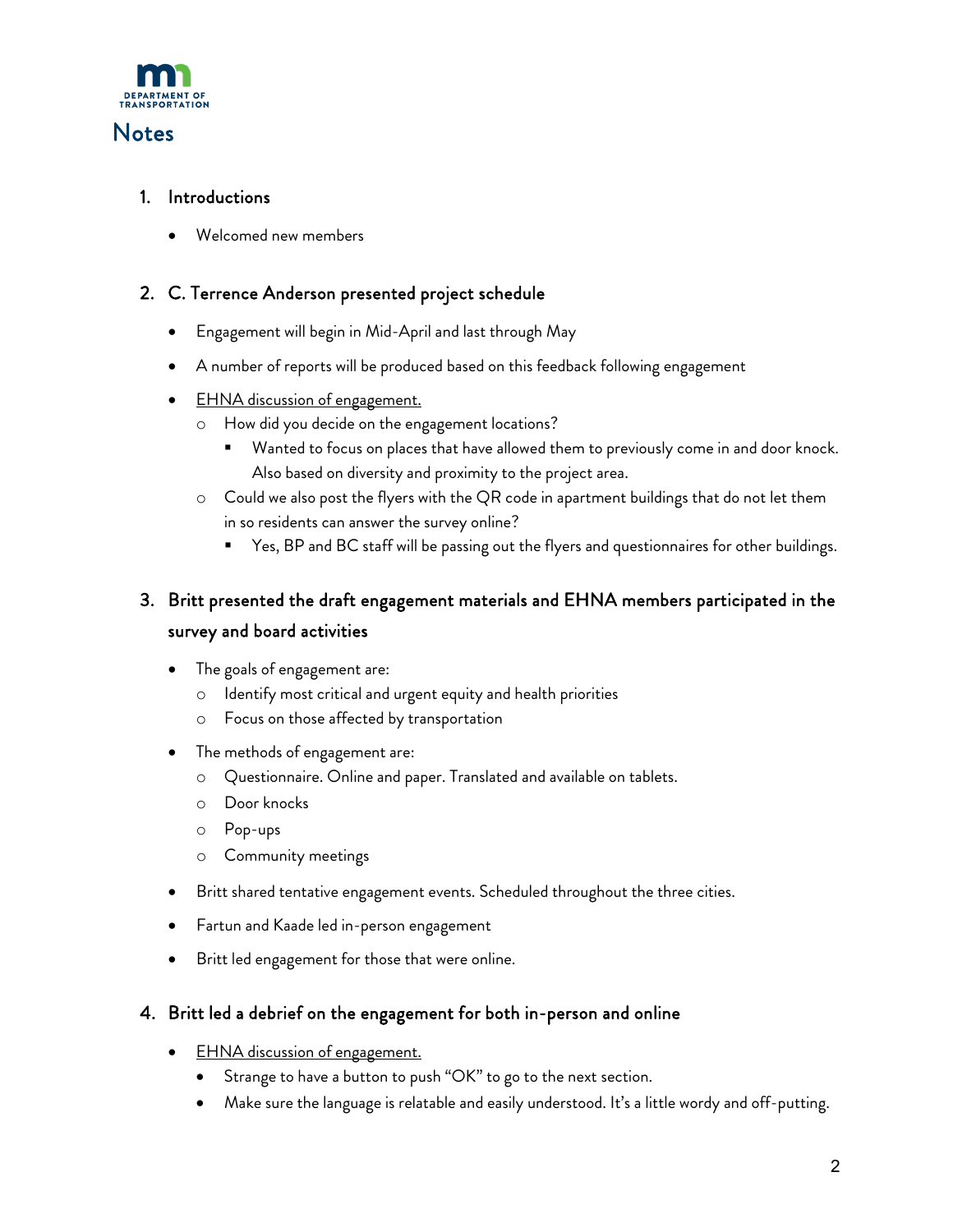# Notes

1. **Introductions**
   - Welcomed new members

2. **C. Terrence Anderson presented project schedule**
   - Engagement will begin in Mid-April and last through May
   - A number of reports will be produced based on this feedback following engagement
   - EHNA discussion of engagement.
     - How did you decide on the engagement locations?
       - Wanted to focus on places that have allowed them to previously come in and door knock. Also based on diversity and proximity to the project area.
     - Could we also post the flyers with the QR code in apartment buildings that do not let them in so residents can answer the survey online?
       - Yes, BP and BC staff will be passing out the flyers and questionnaires for other buildings.

3. **Britt presented the draft engagement materials and EHNA members participated in the survey and board activities**
   - The goals of engagement are:
     - Identify most critical and urgent equity and health priorities
     - Focus on those affected by transportation
   - The methods of engagement are:
     - Questionnaire. Online and paper. Translated and available on tablets.
     - Door knocks
     - Pop-ups
     - Community meetings
   - Britt shared tentative engagement events. Scheduled throughout the three cities.
   - Fartun and Kaade led in-person engagement
   - Britt led engagement for those that were online.

4. **Britt led a debrief on the engagement for both in-person and online**
   - EHNA discussion of engagement.
     - Strange to have a button to push "OK" to go to the next section.
     - Make sure the language is relatable and easily understood. It's a little wordy and off-putting.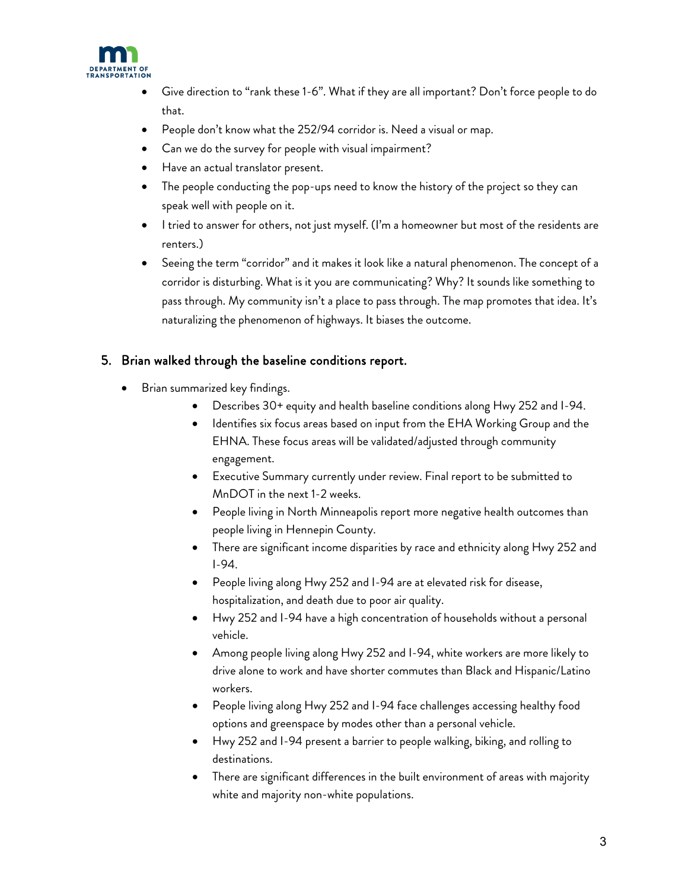- Give direction to "rank these 1-6". What if they are all important? Don't force people to do that.
- People don't know what the 252/94 corridor is. Need a visual or map.
- Can we do the survey for people with visual impairment?
- Have an actual translator present.
- The people conducting the pop-ups need to know the history of the project so they can speak well with people on it.
- I tried to answer for others, not just myself. (I'm a homeowner but most of the residents are renters.)
- Seeing the term "corridor" and it makes it look like a natural phenomenon. The concept of a corridor is disturbing. What is it you are communicating? Why? It sounds like something to pass through. My community isn't a place to pass through. The map promotes that idea. It's naturalizing the phenomenon of highways. It biases the outcome.

## 5. Brian walked through the baseline conditions report.

- Brian summarized key findings.
    - Describes 30+ equity and health baseline conditions along Hwy 252 and I-94.
    - Identifies six focus areas based on input from the EHA Working Group and the EHNA. These focus areas will be validated/adjusted through community engagement.
    - Executive Summary currently under review. Final report to be submitted to MnDOT in the next 1-2 weeks.
    - People living in North Minneapolis report more negative health outcomes than people living in Hennepin County.
    - There are significant income disparities by race and ethnicity along Hwy 252 and I-94.
    - People living along Hwy 252 and I-94 are at elevated risk for disease, hospitalization, and death due to poor air quality.
    - Hwy 252 and I-94 have a high concentration of households without a personal vehicle.
    - Among people living along Hwy 252 and I-94, white workers are more likely to drive alone to work and have shorter commutes than Black and Hispanic/Latino workers.
    - People living along Hwy 252 and I-94 face challenges accessing healthy food options and greenspace by modes other than a personal vehicle.
    - Hwy 252 and I-94 present a barrier to people walking, biking, and rolling to destinations.
    - There are significant differences in the built environment of areas with majority white and majority non-white populations.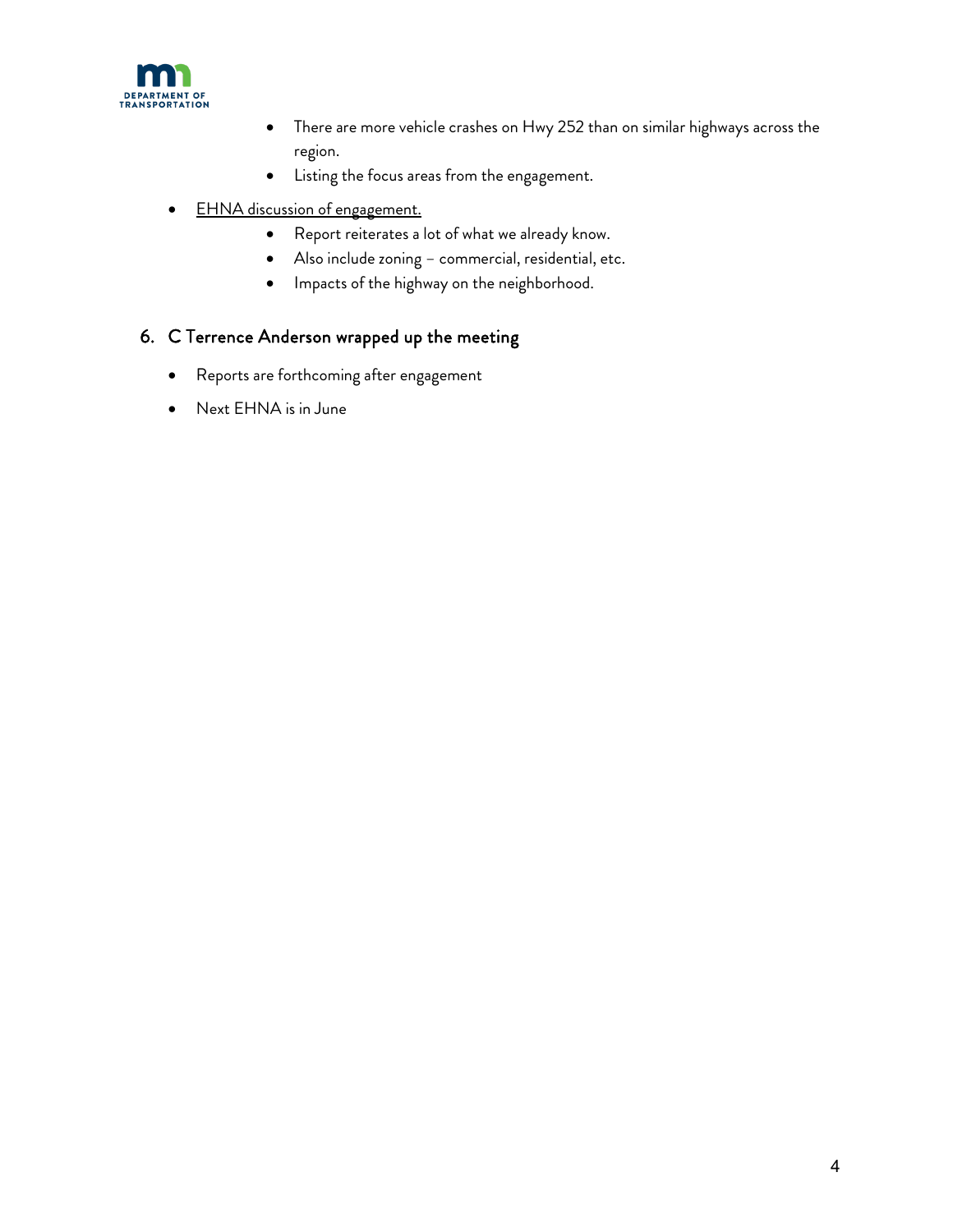- There are more vehicle crashes on Hwy 252 than on similar highways across the region.
- Listing the focus areas from the engagement.

- EHNA discussion of engagement.
  - Report reiterates a lot of what we already know.
  - Also include zoning – commercial, residential, etc.
  - Impacts of the highway on the neighborhood.

## 6. C Terrence Anderson wrapped up the meeting

- Reports are forthcoming after engagement
- Next EHNA is in June